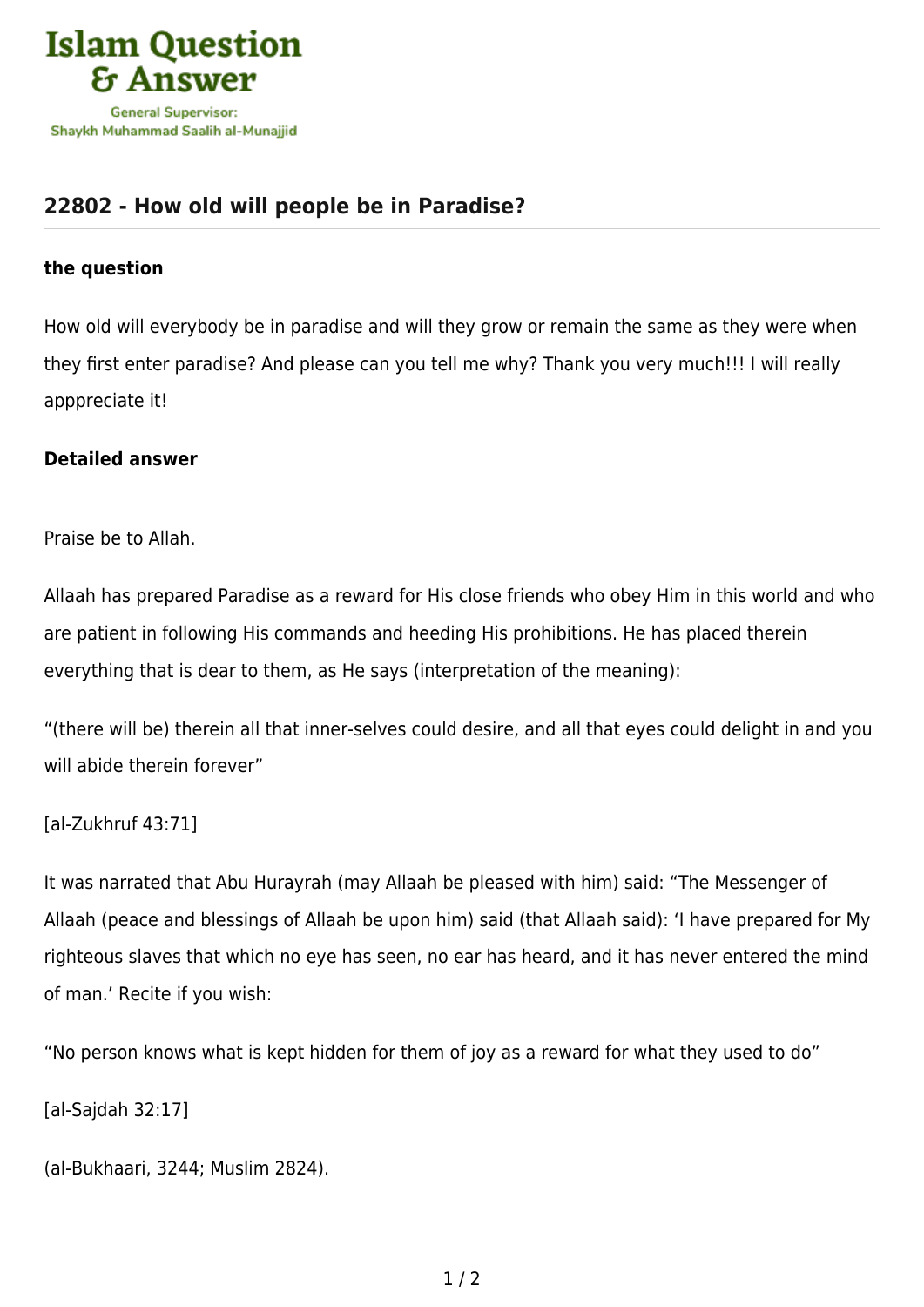# 22802 - How old will people be in Paradise?

**the question**

How old will everybody be in paradise and will they grow or remain the same as they were when they first enter paradise? And please can you tell me why? Thank you very much!!! I will really apppreciate it!

**Detailed answer**

Praise be to Allah.

Allaah has prepared Paradise as a reward for His close friends who obey Him in this world and who are patient in following His commands and heeding His prohibitions. He has placed therein everything that is dear to them, as He says (interpretation of the meaning):

"(there will be) therein all that inner-selves could desire, and all that eyes could delight in and you will abide therein forever"

[al-Zukhruf 43:71]

It was narrated that Abu Hurayrah (may Allaah be pleased with him) said: "The Messenger of Allaah (peace and blessings of Allaah be upon him) said (that Allaah said): 'I have prepared for My righteous slaves that which no eye has seen, no ear has heard, and it has never entered the mind of man.' Recite if you wish:

"No person knows what is kept hidden for them of joy as a reward for what they used to do"

[al-Sajdah 32:17]

(al-Bukhaari, 3244; Muslim 2824).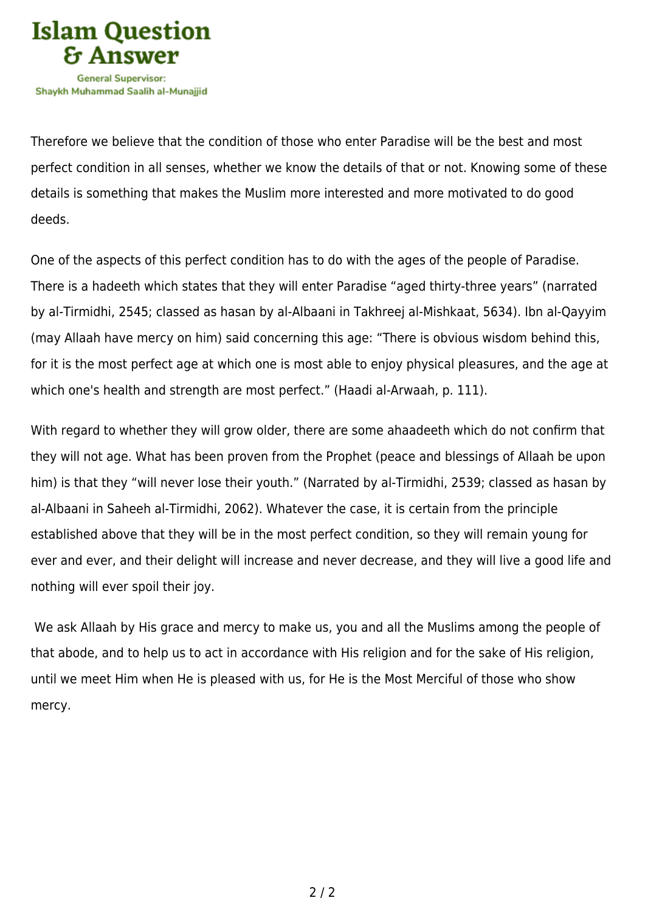Therefore we believe that the condition of those who enter Paradise will be the best and most perfect condition in all senses, whether we know the details of that or not. Knowing some of these details is something that makes the Muslim more interested and more motivated to do good deeds.

One of the aspects of this perfect condition has to do with the ages of the people of Paradise. There is a hadeeth which states that they will enter Paradise “aged thirty-three years” (narrated by al-Tirmidhi, 2545; classed as hasan by al-Albaani in Takhreej al-Mishkaat, 5634). Ibn al-Qayyim (may Allaah have mercy on him) said concerning this age: “There is obvious wisdom behind this, for it is the most perfect age at which one is most able to enjoy physical pleasures, and the age at which one's health and strength are most perfect.” (Haadi al-Arwaah, p. 111).

With regard to whether they will grow older, there are some ahaadeeth which do not confirm that they will not age. What has been proven from the Prophet (peace and blessings of Allaah be upon him) is that they “will never lose their youth.” (Narrated by al-Tirmidhi, 2539; classed as hasan by al-Albaani in Saheeh al-Tirmidhi, 2062). Whatever the case, it is certain from the principle established above that they will be in the most perfect condition, so they will remain young for ever and ever, and their delight will increase and never decrease, and they will live a good life and nothing will ever spoil their joy.

We ask Allaah by His grace and mercy to make us, you and all the Muslims among the people of that abode, and to help us to act in accordance with His religion and for the sake of His religion, until we meet Him when He is pleased with us, for He is the Most Merciful of those who show mercy.